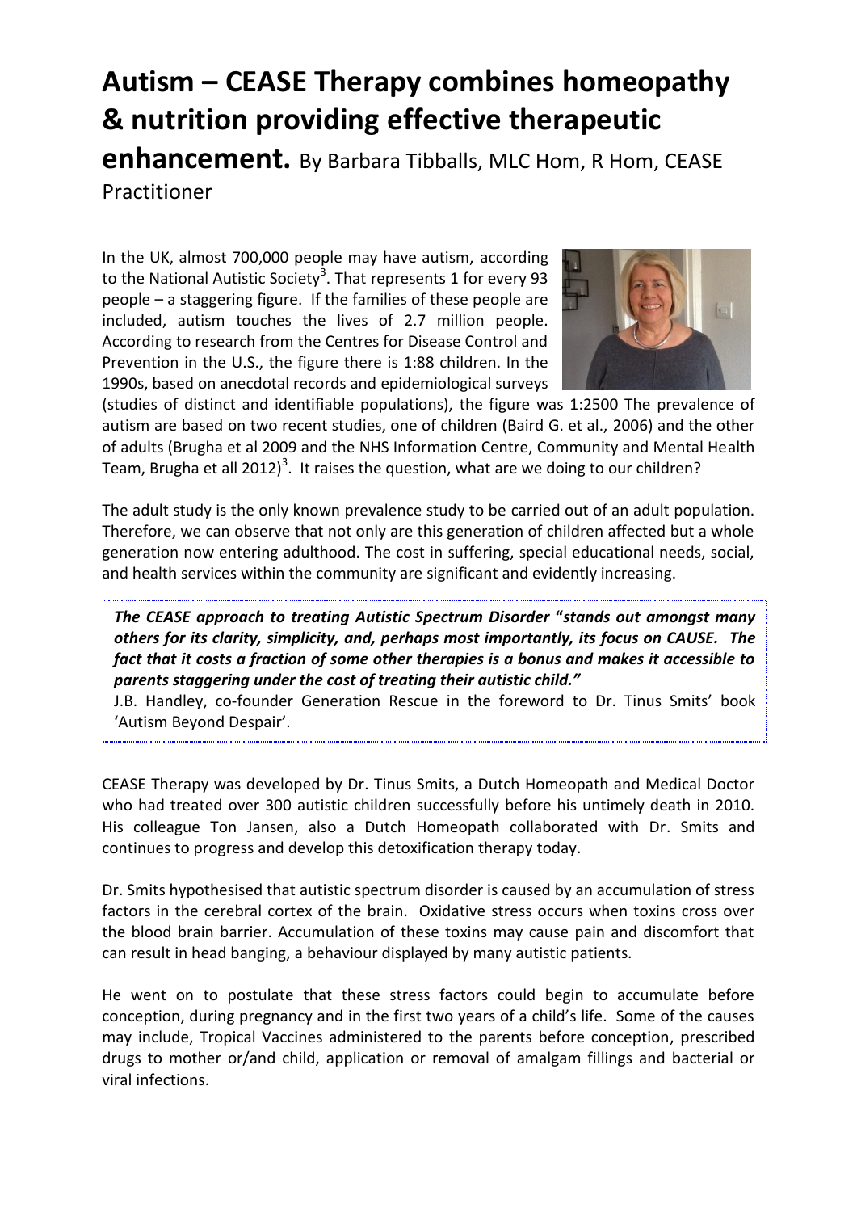# Autism – CEASE Therapy combines homeopathy & nutrition providing effective therapeutic enhancement.

By Barbara Tibballs, MLC Hom, R Hom, CEASE Practitioner

In the UK, almost 700,000 people may have autism, according to the National Autistic Society[3]. That represents 1 for every 93 people – a staggering figure. If the families of these people are included, autism touches the lives of 2.7 million people. According to research from the Centres for Disease Control and Prevention in the U.S., the figure there is 1:88 children. In the 1990s, based on anecdotal records and epidemiological surveys (studies of distinct and identifiable populations), the figure was 1:2500 The prevalence of autism are based on two recent studies, one of children (Baird G. et al., 2006) and the other of adults (Brugha et al 2009 and the NHS Information Centre, Community and Mental Health Team, Brugha et all 2012)[3]. It raises the question, what are we doing to our children?

The adult study is the only known prevalence study to be carried out of an adult population. Therefore, we can observe that not only are this generation of children affected but a whole generation now entering adulthood. The cost in suffering, special educational needs, social, and health services within the community are significant and evidently increasing.

> ***The CEASE approach to treating Autistic Spectrum Disorder "stands out amongst many others for its clarity, simplicity, and, perhaps most importantly, its focus on CAUSE. The fact that it costs a fraction of some other therapies is a bonus and makes it accessible to parents staggering under the cost of treating their autistic child."***
>
> J.B. Handley, co-founder Generation Rescue in the foreword to Dr. Tinus Smits' book 'Autism Beyond Despair'.

CEASE Therapy was developed by Dr. Tinus Smits, a Dutch Homeopath and Medical Doctor who had treated over 300 autistic children successfully before his untimely death in 2010. His colleague Ton Jansen, also a Dutch Homeopath collaborated with Dr. Smits and continues to progress and develop this detoxification therapy today.

Dr. Smits hypothesised that autistic spectrum disorder is caused by an accumulation of stress factors in the cerebral cortex of the brain. Oxidative stress occurs when toxins cross over the blood brain barrier. Accumulation of these toxins may cause pain and discomfort that can result in head banging, a behaviour displayed by many autistic patients.

He went on to postulate that these stress factors could begin to accumulate before conception, during pregnancy and in the first two years of a child's life. Some of the causes may include, Tropical Vaccines administered to the parents before conception, prescribed drugs to mother or/and child, application or removal of amalgam fillings and bacterial or viral infections.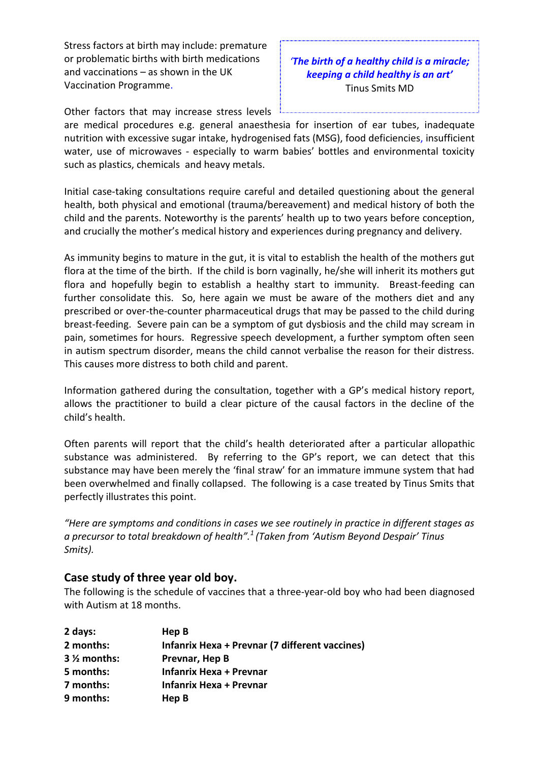Stress factors at birth may include: premature or problematic births with birth medications and vaccinations – as shown in the UK Vaccination Programme.

> ***'The birth of a healthy child is a miracle; keeping a child healthy is an art'***
> Tinus Smits MD

Other factors that may increase stress levels are medical procedures e.g. general anaesthesia for insertion of ear tubes, inadequate nutrition with excessive sugar intake, hydrogenised fats (MSG), food deficiencies, insufficient water, use of microwaves - especially to warm babies' bottles and environmental toxicity such as plastics, chemicals and heavy metals.

Initial case-taking consultations require careful and detailed questioning about the general health, both physical and emotional (trauma/bereavement) and medical history of both the child and the parents. Noteworthy is the parents' health up to two years before conception, and crucially the mother's medical history and experiences during pregnancy and delivery.

As immunity begins to mature in the gut, it is vital to establish the health of the mothers gut flora at the time of the birth. If the child is born vaginally, he/she will inherit its mothers gut flora and hopefully begin to establish a healthy start to immunity. Breast-feeding can further consolidate this. So, here again we must be aware of the mothers diet and any prescribed or over-the-counter pharmaceutical drugs that may be passed to the child during breast-feeding. Severe pain can be a symptom of gut dysbiosis and the child may scream in pain, sometimes for hours. Regressive speech development, a further symptom often seen in autism spectrum disorder, means the child cannot verbalise the reason for their distress. This causes more distress to both child and parent.

Information gathered during the consultation, together with a GP's medical history report, allows the practitioner to build a clear picture of the causal factors in the decline of the child's health.

Often parents will report that the child's health deteriorated after a particular allopathic substance was administered. By referring to the GP's report, we can detect that this substance may have been merely the 'final straw' for an immature immune system that had been overwhelmed and finally collapsed. The following is a case treated by Tinus Smits that perfectly illustrates this point.

*"Here are symptoms and conditions in cases we see routinely in practice in different stages as a precursor to total breakdown of health".*[1] *(Taken from 'Autism Beyond Despair' Tinus Smits).*

## Case study of three year old boy.

The following is the schedule of vaccines that a three-year-old boy who had been diagnosed with Autism at 18 months.

| | |
|---|---|
| **2 days:** | **Hep B** |
| **2 months:** | **Infanrix Hexa + Prevnar (7 different vaccines)** |
| **3 ½ months:** | **Prevnar, Hep B** |
| **5 months:** | **Infanrix Hexa + Prevnar** |
| **7 months:** | **Infanrix Hexa + Prevnar** |
| **9 months:** | **Hep B** |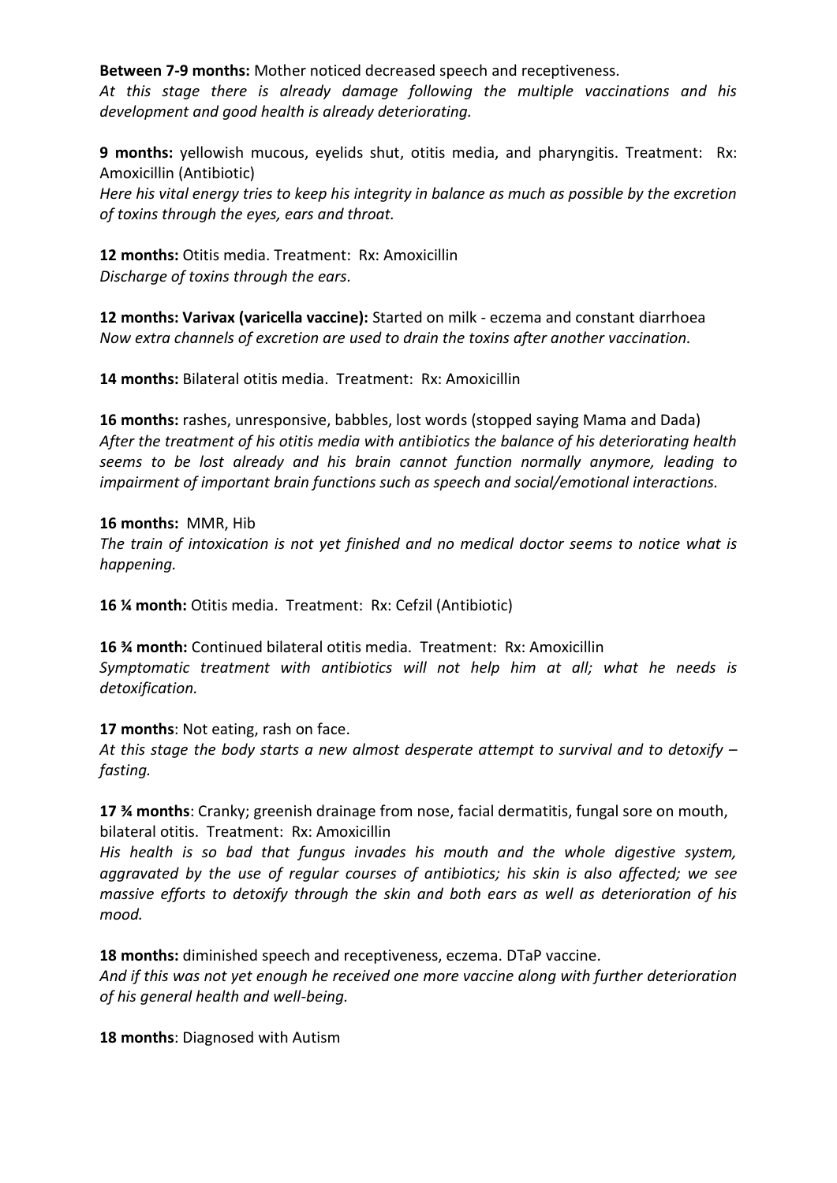**Between 7-9 months:** Mother noticed decreased speech and receptiveness.
*At this stage there is already damage following the multiple vaccinations and his development and good health is already deteriorating.*

**9 months:** yellowish mucous, eyelids shut, otitis media, and pharyngitis. Treatment: Rx: Amoxicillin (Antibiotic)
*Here his vital energy tries to keep his integrity in balance as much as possible by the excretion of toxins through the eyes, ears and throat.*

**12 months:** Otitis media. Treatment: Rx: Amoxicillin
*Discharge of toxins through the ears.*

**12 months: Varivax (varicella vaccine):** Started on milk - eczema and constant diarrhoea
*Now extra channels of excretion are used to drain the toxins after another vaccination.*

**14 months:** Bilateral otitis media. Treatment: Rx: Amoxicillin

**16 months:** rashes, unresponsive, babbles, lost words (stopped saying Mama and Dada)
*After the treatment of his otitis media with antibiotics the balance of his deteriorating health seems to be lost already and his brain cannot function normally anymore, leading to impairment of important brain functions such as speech and social/emotional interactions.*

**16 months:** MMR, Hib
*The train of intoxication is not yet finished and no medical doctor seems to notice what is happening.*

**16 ¼ month:** Otitis media. Treatment: Rx: Cefzil (Antibiotic)

**16 ¾ month:** Continued bilateral otitis media. Treatment: Rx: Amoxicillin
*Symptomatic treatment with antibiotics will not help him at all; what he needs is detoxification.*

**17 months**: Not eating, rash on face.
*At this stage the body starts a new almost desperate attempt to survival and to detoxify – fasting.*

**17 ¾ months**: Cranky; greenish drainage from nose, facial dermatitis, fungal sore on mouth, bilateral otitis. Treatment: Rx: Amoxicillin
*His health is so bad that fungus invades his mouth and the whole digestive system, aggravated by the use of regular courses of antibiotics; his skin is also affected; we see massive efforts to detoxify through the skin and both ears as well as deterioration of his mood.*

**18 months:** diminished speech and receptiveness, eczema. DTaP vaccine.
*And if this was not yet enough he received one more vaccine along with further deterioration of his general health and well-being.*

**18 months**: Diagnosed with Autism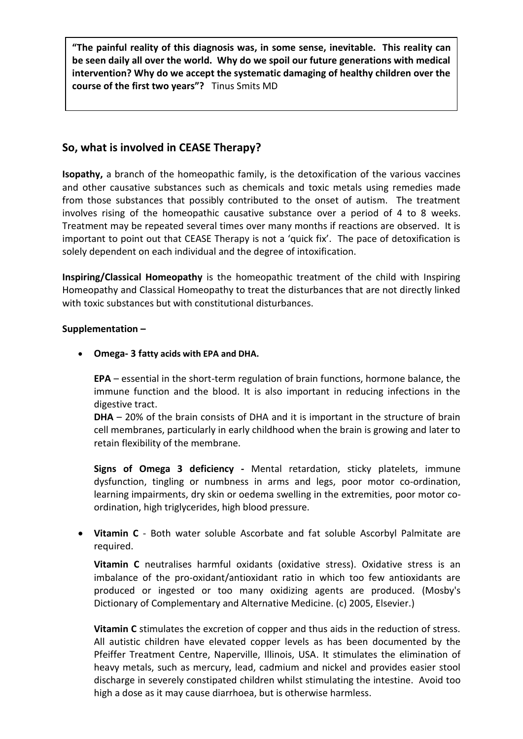> **"The painful reality of this diagnosis was, in some sense, inevitable. This reality can be seen daily all over the world. Why do we spoil our future generations with medical intervention? Why do we accept the systematic damaging of healthy children over the course of the first two years"?** Tinus Smits MD

## So, what is involved in CEASE Therapy?

**Isopathy,** a branch of the homeopathic family, is the detoxification of the various vaccines and other causative substances such as chemicals and toxic metals using remedies made from those substances that possibly contributed to the onset of autism. The treatment involves rising of the homeopathic causative substance over a period of 4 to 8 weeks. Treatment may be repeated several times over many months if reactions are observed. It is important to point out that CEASE Therapy is not a 'quick fix'. The pace of detoxification is solely dependent on each individual and the degree of intoxification.

**Inspiring/Classical Homeopathy** is the homeopathic treatment of the child with Inspiring Homeopathy and Classical Homeopathy to treat the disturbances that are not directly linked with toxic substances but with constitutional disturbances.

**Supplementation –**

- **Omega- 3 fatty acids with EPA and DHA.**

  **EPA** – essential in the short-term regulation of brain functions, hormone balance, the immune function and the blood. It is also important in reducing infections in the digestive tract.
  **DHA** – 20% of the brain consists of DHA and it is important in the structure of brain cell membranes, particularly in early childhood when the brain is growing and later to retain flexibility of the membrane.

  **Signs of Omega 3 deficiency -** Mental retardation, sticky platelets, immune dysfunction, tingling or numbness in arms and legs, poor motor co-ordination, learning impairments, dry skin or oedema swelling in the extremities, poor motor co-ordination, high triglycerides, high blood pressure.

- **Vitamin C** - Both water soluble Ascorbate and fat soluble Ascorbyl Palmitate are required.

  **Vitamin C** neutralises harmful oxidants (oxidative stress). Oxidative stress is an imbalance of the pro-oxidant/antioxidant ratio in which too few antioxidants are produced or ingested or too many oxidizing agents are produced. (Mosby's Dictionary of Complementary and Alternative Medicine. (c) 2005, Elsevier.)

  **Vitamin C** stimulates the excretion of copper and thus aids in the reduction of stress. All autistic children have elevated copper levels as has been documented by the Pfeiffer Treatment Centre, Naperville, Illinois, USA. It stimulates the elimination of heavy metals, such as mercury, lead, cadmium and nickel and provides easier stool discharge in severely constipated children whilst stimulating the intestine. Avoid too high a dose as it may cause diarrhoea, but is otherwise harmless.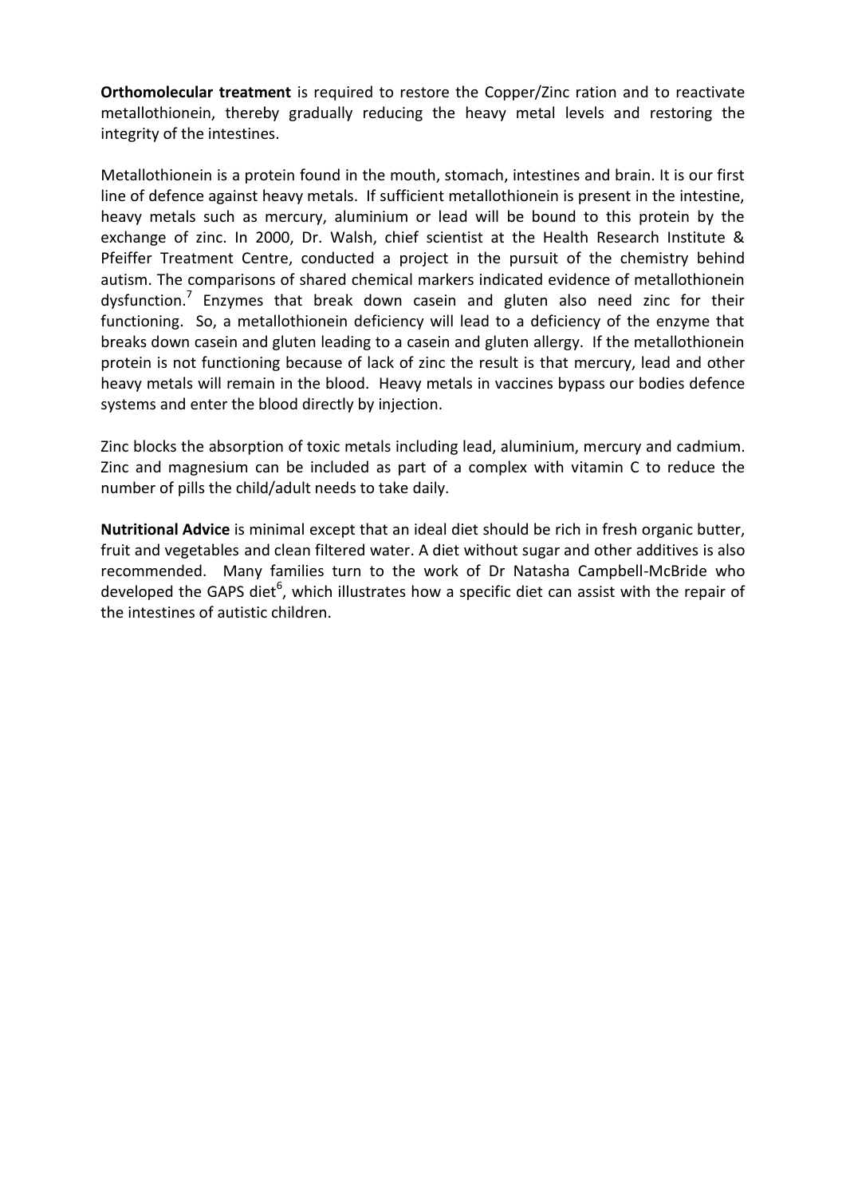**Orthomolecular treatment** is required to restore the Copper/Zinc ration and to reactivate metallothionein, thereby gradually reducing the heavy metal levels and restoring the integrity of the intestines.

Metallothionein is a protein found in the mouth, stomach, intestines and brain. It is our first line of defence against heavy metals. If sufficient metallothionein is present in the intestine, heavy metals such as mercury, aluminium or lead will be bound to this protein by the exchange of zinc. In 2000, Dr. Walsh, chief scientist at the Health Research Institute & Pfeiffer Treatment Centre, conducted a project in the pursuit of the chemistry behind autism. The comparisons of shared chemical markers indicated evidence of metallothionein dysfunction.[7] Enzymes that break down casein and gluten also need zinc for their functioning. So, a metallothionein deficiency will lead to a deficiency of the enzyme that breaks down casein and gluten leading to a casein and gluten allergy. If the metallothionein protein is not functioning because of lack of zinc the result is that mercury, lead and other heavy metals will remain in the blood. Heavy metals in vaccines bypass our bodies defence systems and enter the blood directly by injection.

Zinc blocks the absorption of toxic metals including lead, aluminium, mercury and cadmium. Zinc and magnesium can be included as part of a complex with vitamin C to reduce the number of pills the child/adult needs to take daily.

**Nutritional Advice** is minimal except that an ideal diet should be rich in fresh organic butter, fruit and vegetables and clean filtered water. A diet without sugar and other additives is also recommended. Many families turn to the work of Dr Natasha Campbell-McBride who developed the GAPS diet[6], which illustrates how a specific diet can assist with the repair of the intestines of autistic children.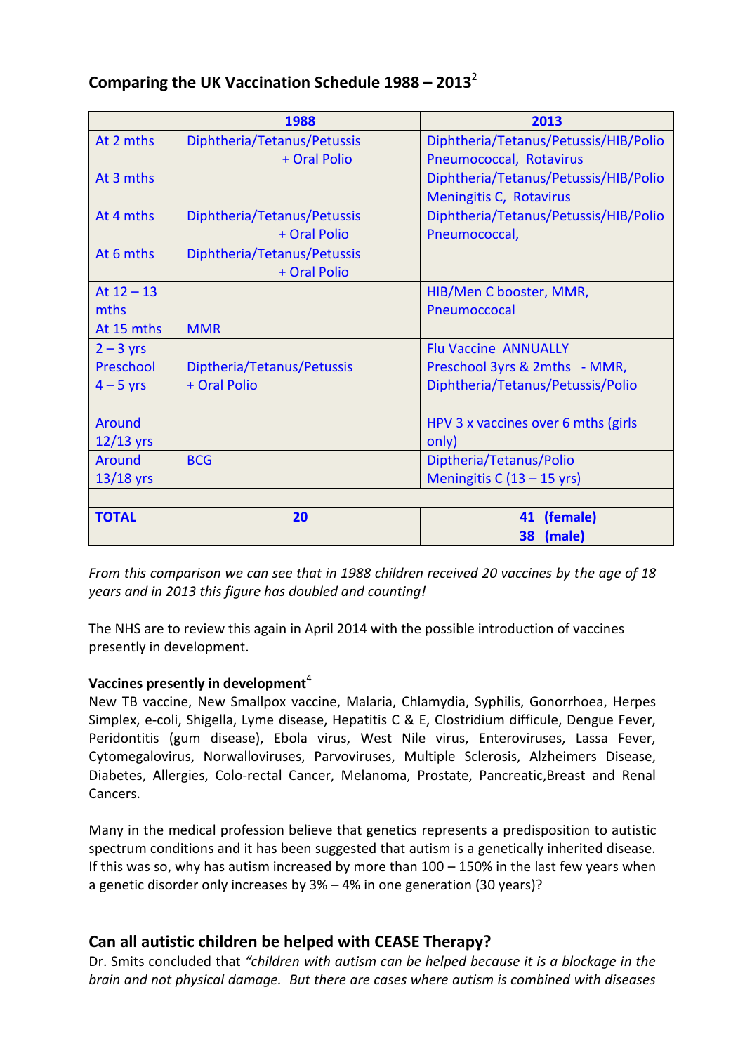## Comparing the UK Vaccination Schedule 1988 – 2013[2]

| | 1988 | 2013 |
|---|---|---|
| At 2 mths | Diphtheria/Tetanus/Petussis + Oral Polio | Diphtheria/Tetanus/Petussis/HIB/Polio Pneumococcal, Rotavirus |
| At 3 mths | | Diphtheria/Tetanus/Petussis/HIB/Polio Meningitis C, Rotavirus |
| At 4 mths | Diphtheria/Tetanus/Petussis + Oral Polio | Diphtheria/Tetanus/Petussis/HIB/Polio Pneumococcal, |
| At 6 mths | Diphtheria/Tetanus/Petussis + Oral Polio | |
| At 12 – 13 mths | | HIB/Men C booster, MMR, Pneumoccocal |
| At 15 mths | MMR | |
| 2 – 3 yrs Preschool 4 – 5 yrs | Diptheria/Tetanus/Petussis + Oral Polio | Flu Vaccine ANNUALLY Preschool 3yrs & 2mths - MMR, Diphtheria/Tetanus/Petussis/Polio |
| Around 12/13 yrs | | HPV 3 x vaccines over 6 mths (girls only) |
| Around 13/18 yrs | BCG | Diptheria/Tetanus/Polio Meningitis C (13 – 15 yrs) |
| | | |
| **TOTAL** | **20** | **41 (female) 38 (male)** |

*From this comparison we can see that in 1988 children received 20 vaccines by the age of 18 years and in 2013 this figure has doubled and counting!*

The NHS are to review this again in April 2014 with the possible introduction of vaccines presently in development.

**Vaccines presently in development**[4]
New TB vaccine, New Smallpox vaccine, Malaria, Chlamydia, Syphilis, Gonorrhoea, Herpes Simplex, e-coli, Shigella, Lyme disease, Hepatitis C & E, Clostridium difficule, Dengue Fever, Peridontitis (gum disease), Ebola virus, West Nile virus, Enteroviruses, Lassa Fever, Cytomegalovirus, Norwalloviruses, Parvoviruses, Multiple Sclerosis, Alzheimers Disease, Diabetes, Allergies, Colo-rectal Cancer, Melanoma, Prostate, Pancreatic,Breast and Renal Cancers.

Many in the medical profession believe that genetics represents a predisposition to autistic spectrum conditions and it has been suggested that autism is a genetically inherited disease. If this was so, why has autism increased by more than 100 – 150% in the last few years when a genetic disorder only increases by 3% – 4% in one generation (30 years)?

## Can all autistic children be helped with CEASE Therapy?

Dr. Smits concluded that *"children with autism can be helped because it is a blockage in the brain and not physical damage. But there are cases where autism is combined with diseases*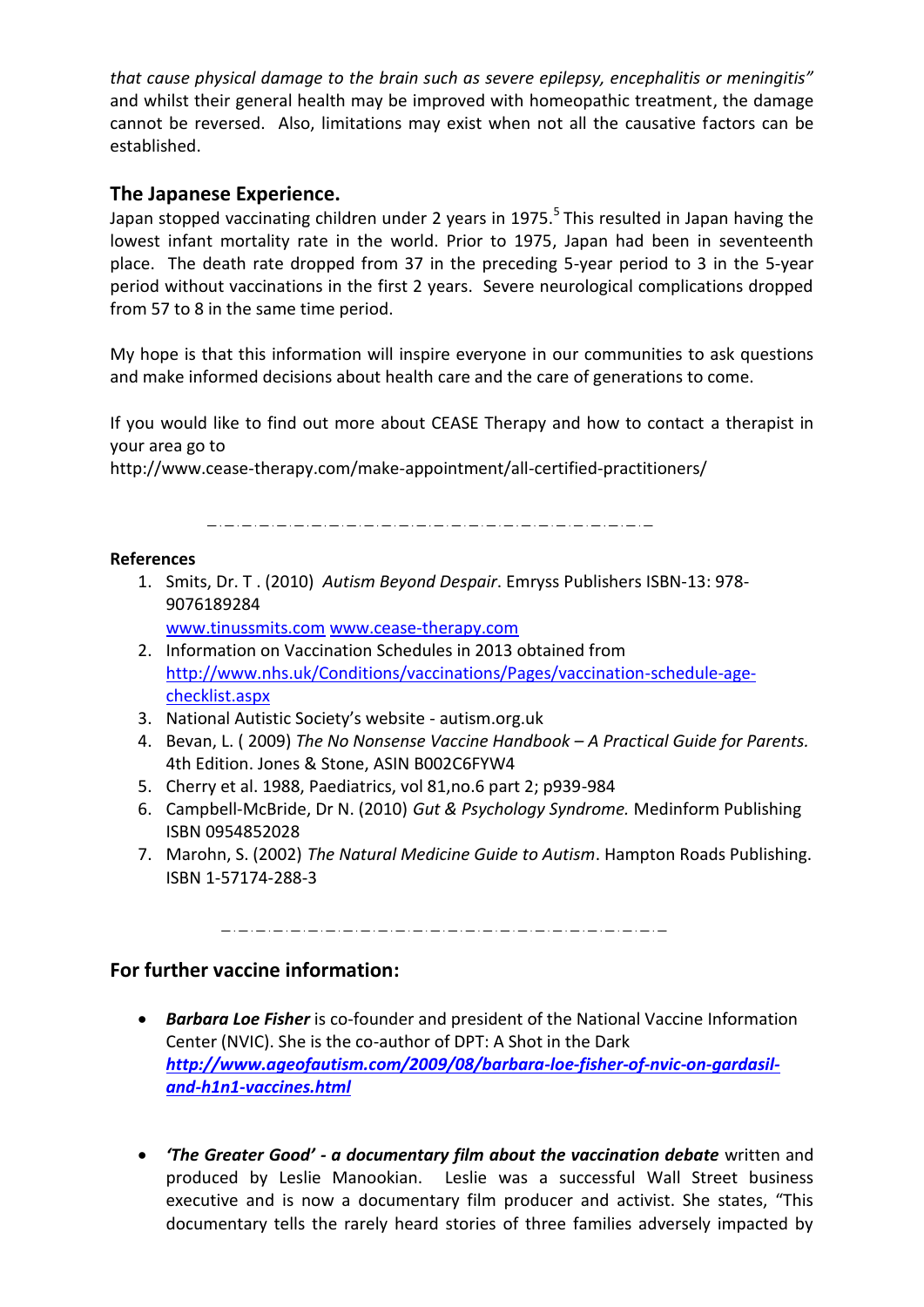*that cause physical damage to the brain such as severe epilepsy, encephalitis or meningitis"* and whilst their general health may be improved with homeopathic treatment, the damage cannot be reversed. Also, limitations may exist when not all the causative factors can be established.

## The Japanese Experience.

Japan stopped vaccinating children under 2 years in 1975.[5] This resulted in Japan having the lowest infant mortality rate in the world. Prior to 1975, Japan had been in seventeenth place. The death rate dropped from 37 in the preceding 5-year period to 3 in the 5-year period without vaccinations in the first 2 years. Severe neurological complications dropped from 57 to 8 in the same time period.

My hope is that this information will inspire everyone in our communities to ask questions and make informed decisions about health care and the care of generations to come.

If you would like to find out more about CEASE Therapy and how to contact a therapist in your area go to http://www.cease-therapy.com/make-appointment/all-certified-practitioners/

---

**References**

1. Smits, Dr. T . (2010) *Autism Beyond Despair*. Emryss Publishers ISBN-13: 978-9076189284
   www.tinussmits.com www.cease-therapy.com
2. Information on Vaccination Schedules in 2013 obtained from http://www.nhs.uk/Conditions/vaccinations/Pages/vaccination-schedule-age-checklist.aspx
3. National Autistic Society's website - autism.org.uk
4. Bevan, L. ( 2009) *The No Nonsense Vaccine Handbook – A Practical Guide for Parents.* 4th Edition. Jones & Stone, ASIN B002C6FYW4
5. Cherry et al. 1988, Paediatrics, vol 81,no.6 part 2; p939-984
6. Campbell-McBride, Dr N. (2010) *Gut & Psychology Syndrome.* Medinform Publishing ISBN 0954852028
7. Marohn, S. (2002) *The Natural Medicine Guide to Autism*. Hampton Roads Publishing. ISBN 1-57174-288-3

---

## For further vaccine information:

- ***Barbara Loe Fisher*** is co-founder and president of the National Vaccine Information Center (NVIC). She is the co-author of DPT: A Shot in the Dark ***http://www.ageofautism.com/2009/08/barbara-loe-fisher-of-nvic-on-gardasil-and-h1n1-vaccines.html***

- ***'The Greater Good' - a documentary film about the vaccination debate*** written and produced by Leslie Manookian. Leslie was a successful Wall Street business executive and is now a documentary film producer and activist. She states, "This documentary tells the rarely heard stories of three families adversely impacted by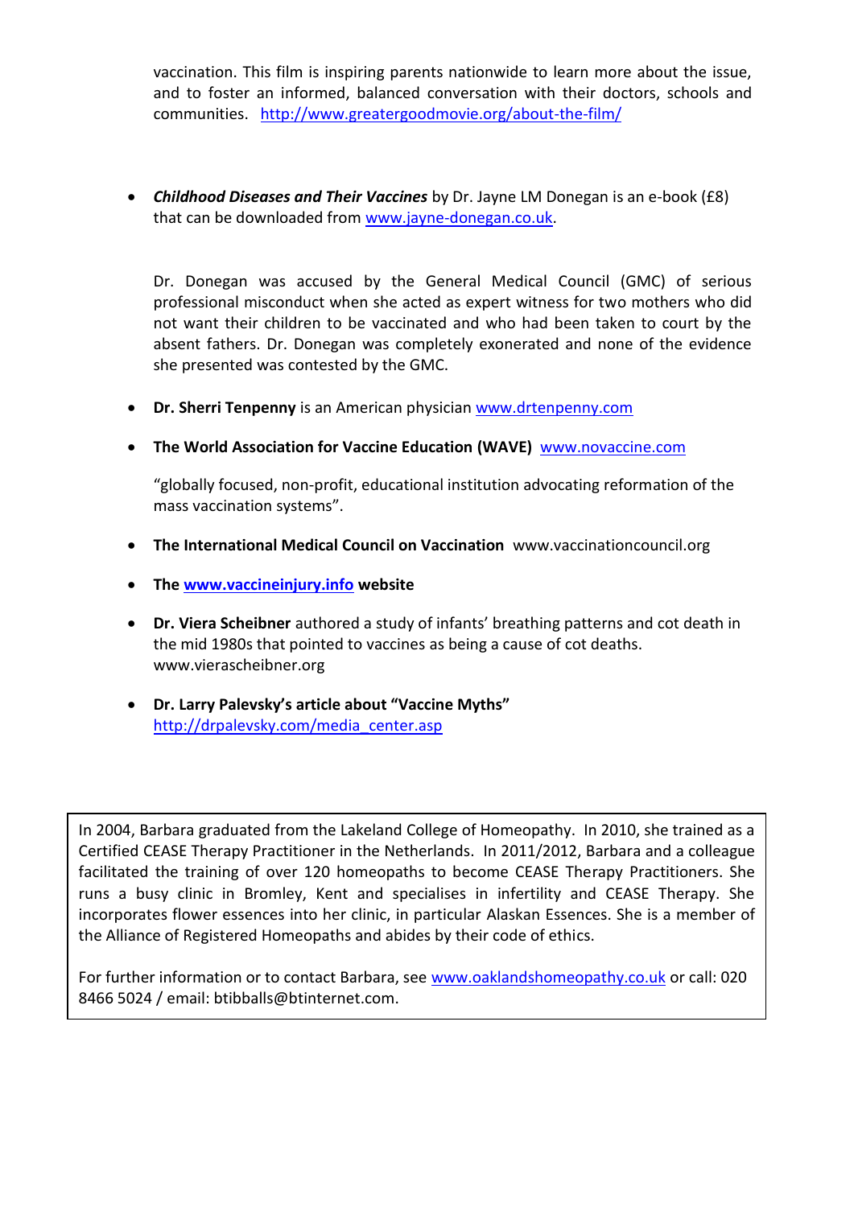vaccination. This film is inspiring parents nationwide to learn more about the issue, and to foster an informed, balanced conversation with their doctors, schools and communities. http://www.greatergoodmovie.org/about-the-film/

- ***Childhood Diseases and Their Vaccines*** by Dr. Jayne LM Donegan is an e-book (£8) that can be downloaded from www.jayne-donegan.co.uk.

  Dr. Donegan was accused by the General Medical Council (GMC) of serious professional misconduct when she acted as expert witness for two mothers who did not want their children to be vaccinated and who had been taken to court by the absent fathers. Dr. Donegan was completely exonerated and none of the evidence she presented was contested by the GMC.

- **Dr. Sherri Tenpenny** is an American physician www.drtenpenny.com

- **The World Association for Vaccine Education (WAVE)** www.novaccine.com

  "globally focused, non-profit, educational institution advocating reformation of the mass vaccination systems".

- **The International Medical Council on Vaccination** www.vaccinationcouncil.org

- **The www.vaccineinjury.info website**

- **Dr. Viera Scheibner** authored a study of infants' breathing patterns and cot death in the mid 1980s that pointed to vaccines as being a cause of cot deaths. www.vierascheibner.org

- **Dr. Larry Palevsky's article about "Vaccine Myths"** http://drpalevsky.com/media_center.asp

---

In 2004, Barbara graduated from the Lakeland College of Homeopathy. In 2010, she trained as a Certified CEASE Therapy Practitioner in the Netherlands. In 2011/2012, Barbara and a colleague facilitated the training of over 120 homeopaths to become CEASE Therapy Practitioners. She runs a busy clinic in Bromley, Kent and specialises in infertility and CEASE Therapy. She incorporates flower essences into her clinic, in particular Alaskan Essences. She is a member of the Alliance of Registered Homeopaths and abides by their code of ethics.

For further information or to contact Barbara, see www.oaklandshomeopathy.co.uk or call: 020 8466 5024 / email: btibballs@btinternet.com.